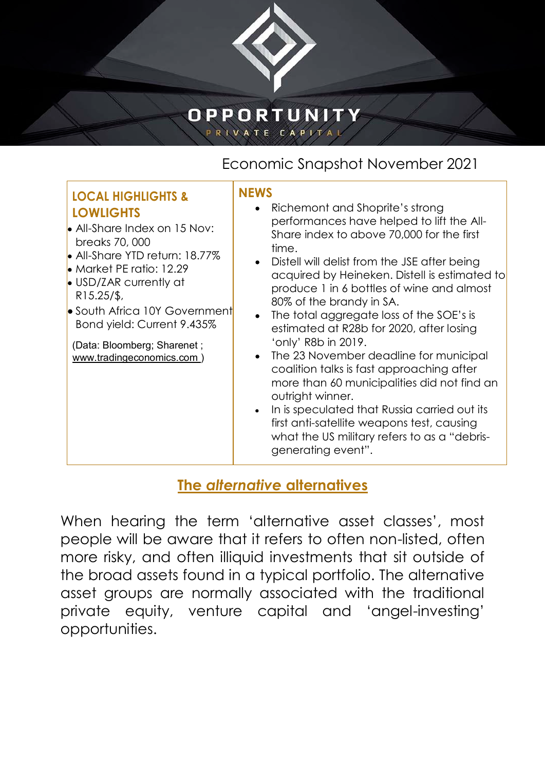OPPORTUNITY

PRIVATE CAPITAL

# Economic Snapshot November 2021

## LOCAL HIGHLIGHTS & LOWLIGHTS

- All-Share Index on 15 Nov: breaks 70, 000
- All-Share YTD return: 18.77%
- Market PE ratio: 12.29
- USD/ZAR currently at R15.25/$,
- South Africa 10Y Government Bond yield: Current 9.435%

(Data: Bloomberg; Sharenet ; www.tradingeconomics.com )

## NEWS

- Richemont and Shoprite's strong performances have helped to lift the All-Share index to above 70,000 for the first time.
- Distell will delist from the JSE after being acquired by Heineken. Distell is estimated to produce 1 in 6 bottles of wine and almost 80% of the brandy in SA.
- The total aggregate loss of the SOE's is estimated at R28b for 2020, after losing 'only' R8b in 2019.
- The 23 November deadline for municipal coalition talks is fast approaching after more than 60 municipalities did not find an outright winner.
- In is speculated that Russia carried out its first anti-satellite weapons test, causing what the US military refers to as a "debris-generating event".

## The *alternative* alternatives

When hearing the term 'alternative asset classes', most people will be aware that it refers to often non-listed, often more risky, and often illiquid investments that sit outside of the broad assets found in a typical portfolio. The alternative asset groups are normally associated with the traditional private equity, venture capital and 'angel-investing' opportunities.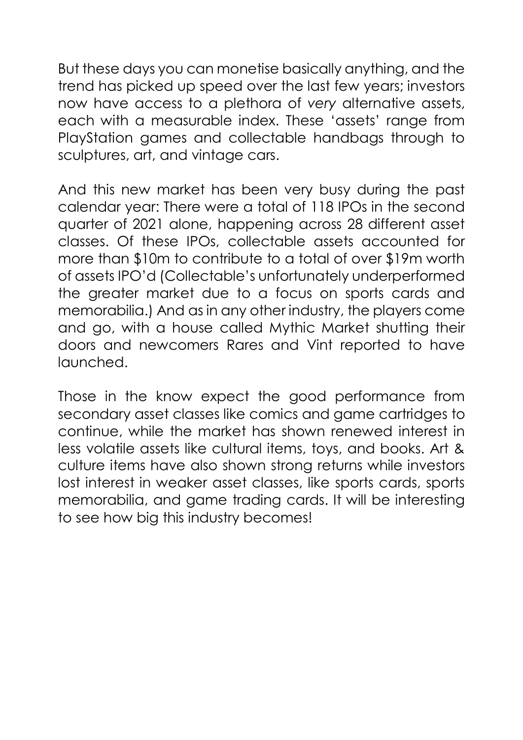But these days you can monetise basically anything, and the trend has picked up speed over the last few years; investors now have access to a plethora of *very* alternative assets, each with a measurable index. These 'assets' range from PlayStation games and collectable handbags through to sculptures, art, and vintage cars.

And this new market has been very busy during the past calendar year: There were a total of 118 IPOs in the second quarter of 2021 alone, happening across 28 different asset classes. Of these IPOs, collectable assets accounted for more than $10m to contribute to a total of over $19m worth of assets IPO'd (Collectable's unfortunately underperformed the greater market due to a focus on sports cards and memorabilia.) And as in any other industry, the players come and go, with a house called Mythic Market shutting their doors and newcomers Rares and Vint reported to have launched.

Those in the know expect the good performance from secondary asset classes like comics and game cartridges to continue, while the market has shown renewed interest in less volatile assets like cultural items, toys, and books. Art & culture items have also shown strong returns while investors lost interest in weaker asset classes, like sports cards, sports memorabilia, and game trading cards. It will be interesting to see how big this industry becomes!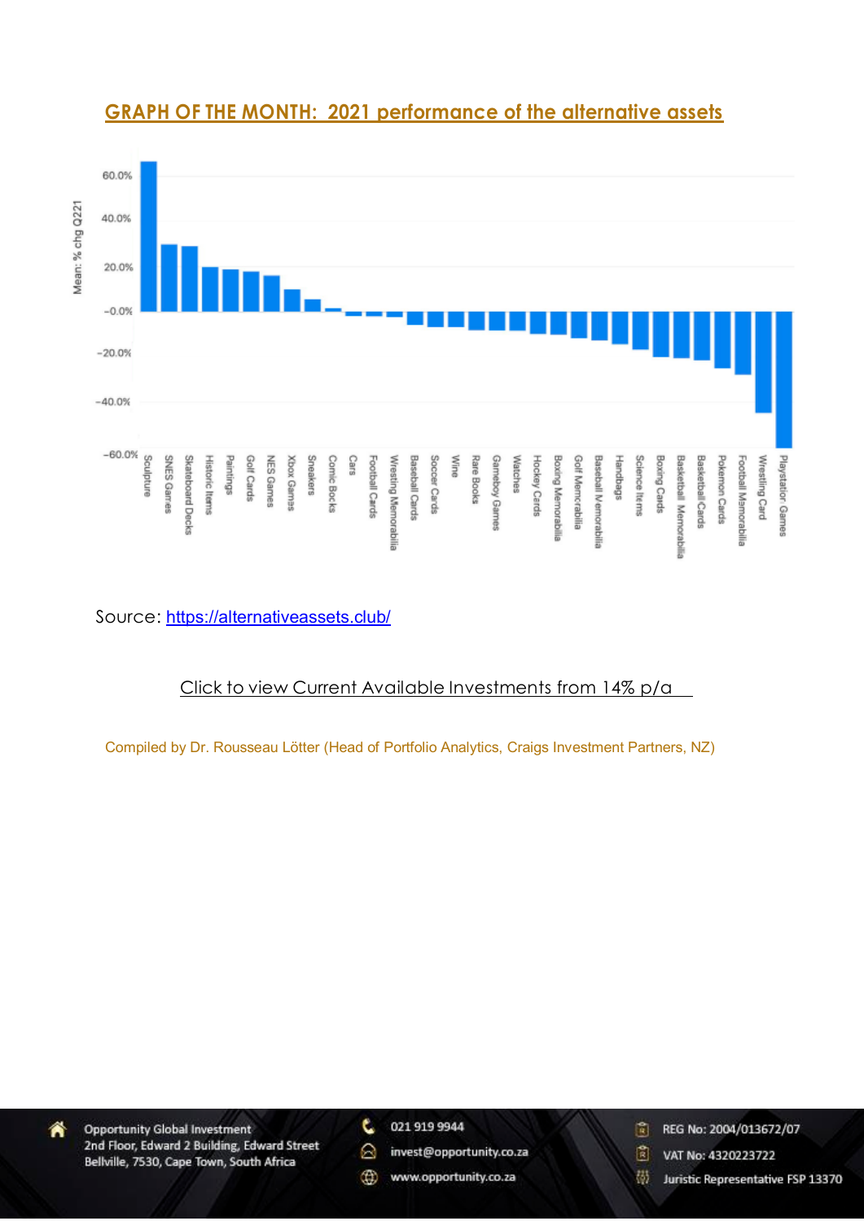## GRAPH OF THE MONTH: 2021 performance of the alternative assets

Mean: % chg Q221

60.0%
40.0%
20.0%
-0.0%
-20.0%
-40.0%
-60.0%

Sculpture
SNES Games
Skateboard Decks
Historic Items
Paintings
Golf Cards
NES Games
Xbox Games
Sneakers
Comic Books
Cars
Football Cards
Wresting Memorabilia
Baseball Cards
Soccer Cards
Wine
Rare Books
Gameboy Games
Watches
Hockey Cards
Boxing Memorabilia
Golf Memorabilia
Baseball Memorabilia
Handbags
Science Items
Boxing Cards
Basketball Memorabilia
Basketball Cards
Pokemon Cards
Football Memorabilia
Wrestling Card
Playstation Games

Source: https://alternativeassets.club/

Click to view Current Available Investments from 14% p/a

Compiled by Dr. Rousseau Lötter (Head of Portfolio Analytics, Craigs Investment Partners, NZ)

Opportunity Global Investment
2nd Floor, Edward 2 Building, Edward Street
Bellville, 7530, Cape Town, South Africa

021 919 9944
invest@opportunity.co.za
www.opportunity.co.za

REG No: 2004/013672/07
VAT No: 4320223722
Juristic Representative FSP 13370